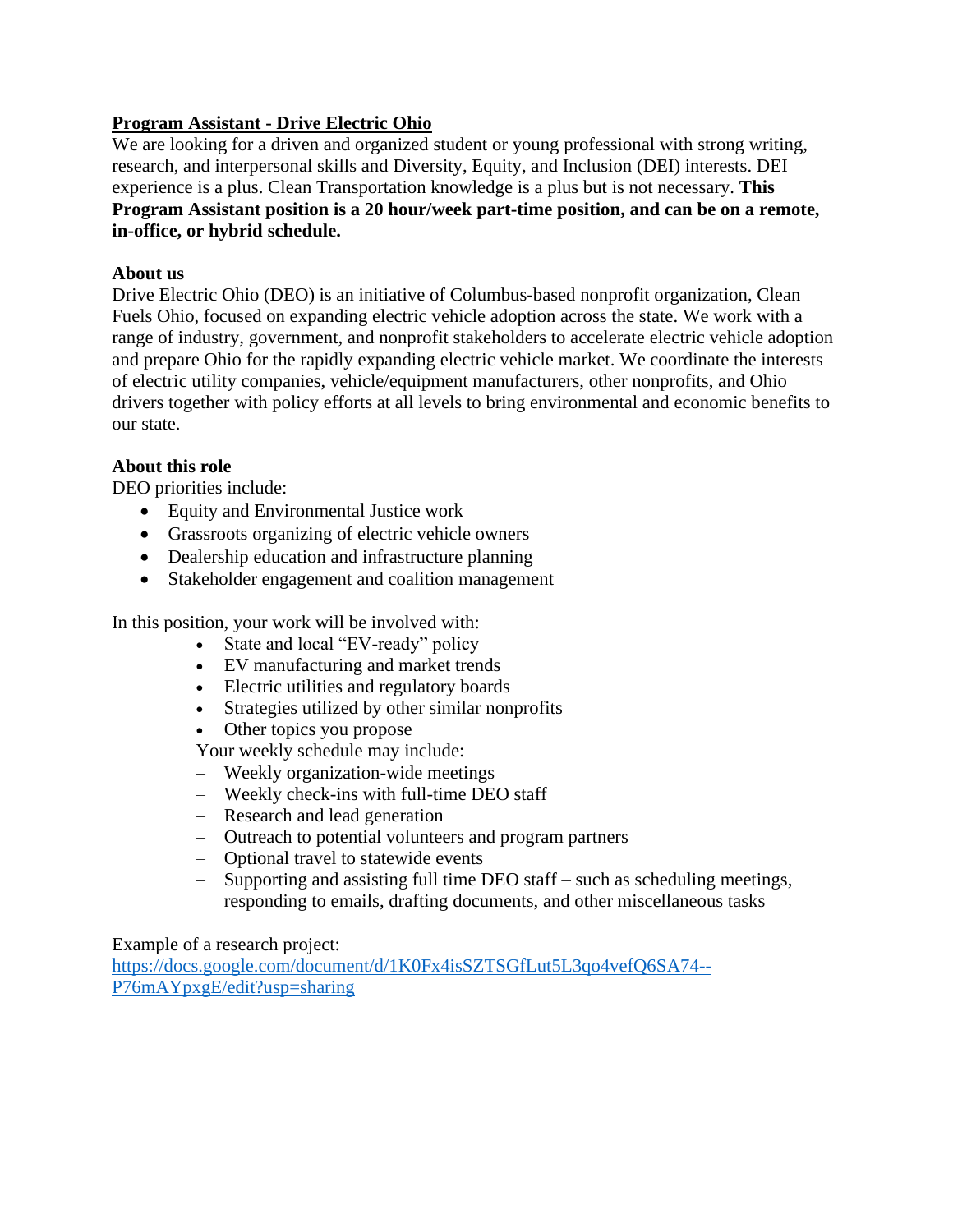**Program Assistant - Drive Electric Ohio**

We are looking for a driven and organized student or young professional with strong writing, research, and interpersonal skills and Diversity, Equity, and Inclusion (DEI) interests. DEI experience is a plus. Clean Transportation knowledge is a plus but is not necessary. **This Program Assistant position is a 20 hour/week part-time position, and can be on a remote, in-office, or hybrid schedule.**

**About us**

Drive Electric Ohio (DEO) is an initiative of Columbus-based nonprofit organization, Clean Fuels Ohio, focused on expanding electric vehicle adoption across the state. We work with a range of industry, government, and nonprofit stakeholders to accelerate electric vehicle adoption and prepare Ohio for the rapidly expanding electric vehicle market. We coordinate the interests of electric utility companies, vehicle/equipment manufacturers, other nonprofits, and Ohio drivers together with policy efforts at all levels to bring environmental and economic benefits to our state.

**About this role**

DEO priorities include:

- Equity and Environmental Justice work
- Grassroots organizing of electric vehicle owners
- Dealership education and infrastructure planning
- Stakeholder engagement and coalition management

In this position, your work will be involved with:

- State and local "EV-ready" policy
- EV manufacturing and market trends
- Electric utilities and regulatory boards
- Strategies utilized by other similar nonprofits
- Other topics you propose

Your weekly schedule may include:

- Weekly organization-wide meetings
- Weekly check-ins with full-time DEO staff
- Research and lead generation
- Outreach to potential volunteers and program partners
- Optional travel to statewide events
- Supporting and assisting full time DEO staff – such as scheduling meetings, responding to emails, drafting documents, and other miscellaneous tasks

Example of a research project:
https://docs.google.com/document/d/1K0Fx4isSZTSGfLut5L3qo4vefQ6SA74--P76mAYpxgE/edit?usp=sharing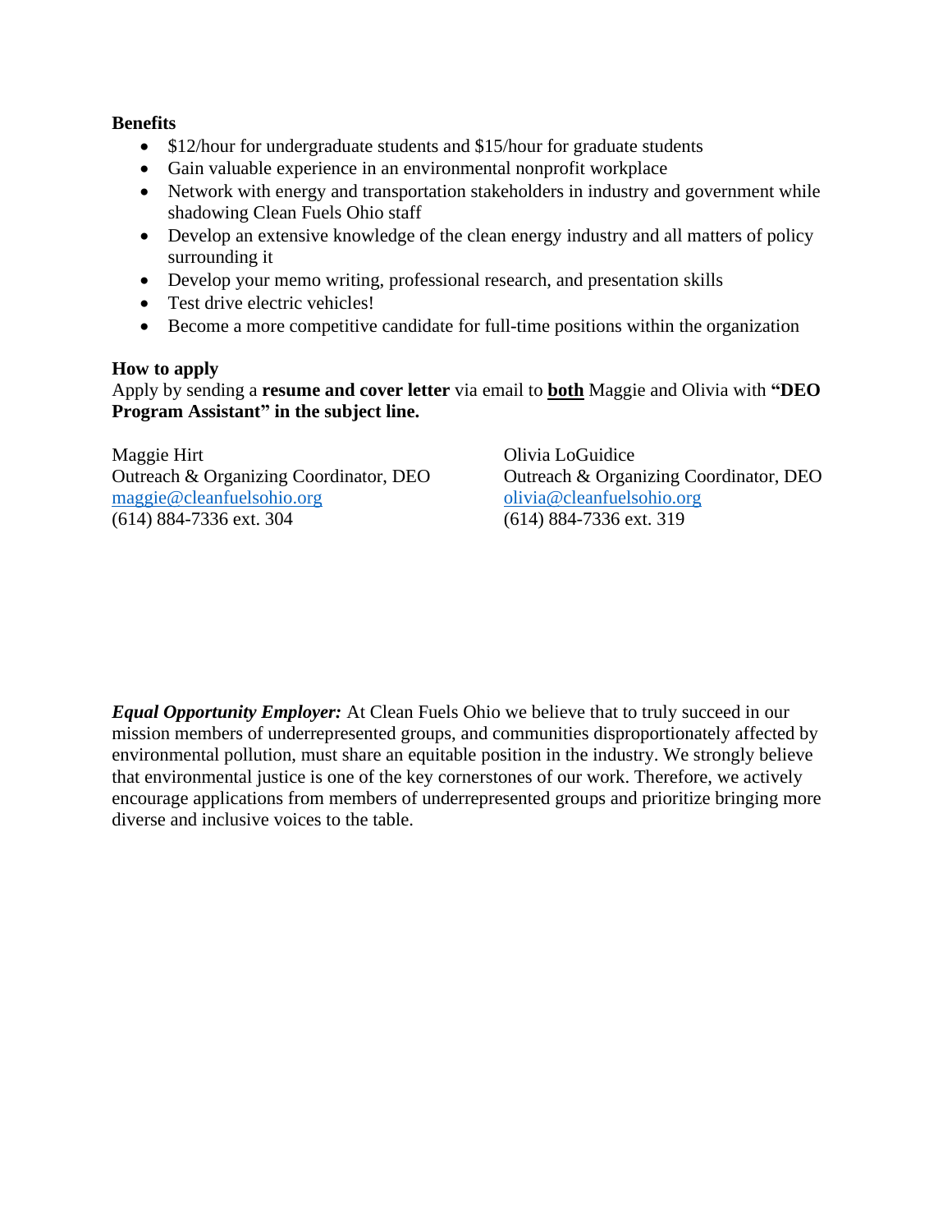**Benefits**

- $12/hour for undergraduate students and $15/hour for graduate students
- Gain valuable experience in an environmental nonprofit workplace
- Network with energy and transportation stakeholders in industry and government while shadowing Clean Fuels Ohio staff
- Develop an extensive knowledge of the clean energy industry and all matters of policy surrounding it
- Develop your memo writing, professional research, and presentation skills
- Test drive electric vehicles!
- Become a more competitive candidate for full-time positions within the organization

**How to apply**

Apply by sending a **resume and cover letter** via email to **both** Maggie and Olivia with **"DEO Program Assistant" in the subject line.**

Maggie Hirt
Outreach & Organizing Coordinator, DEO
maggie@cleanfuelsohio.org
(614) 884-7336 ext. 304

Olivia LoGuidice
Outreach & Organizing Coordinator, DEO
olivia@cleanfuelsohio.org
(614) 884-7336 ext. 319

***Equal Opportunity Employer:*** At Clean Fuels Ohio we believe that to truly succeed in our mission members of underrepresented groups, and communities disproportionately affected by environmental pollution, must share an equitable position in the industry. We strongly believe that environmental justice is one of the key cornerstones of our work. Therefore, we actively encourage applications from members of underrepresented groups and prioritize bringing more diverse and inclusive voices to the table.